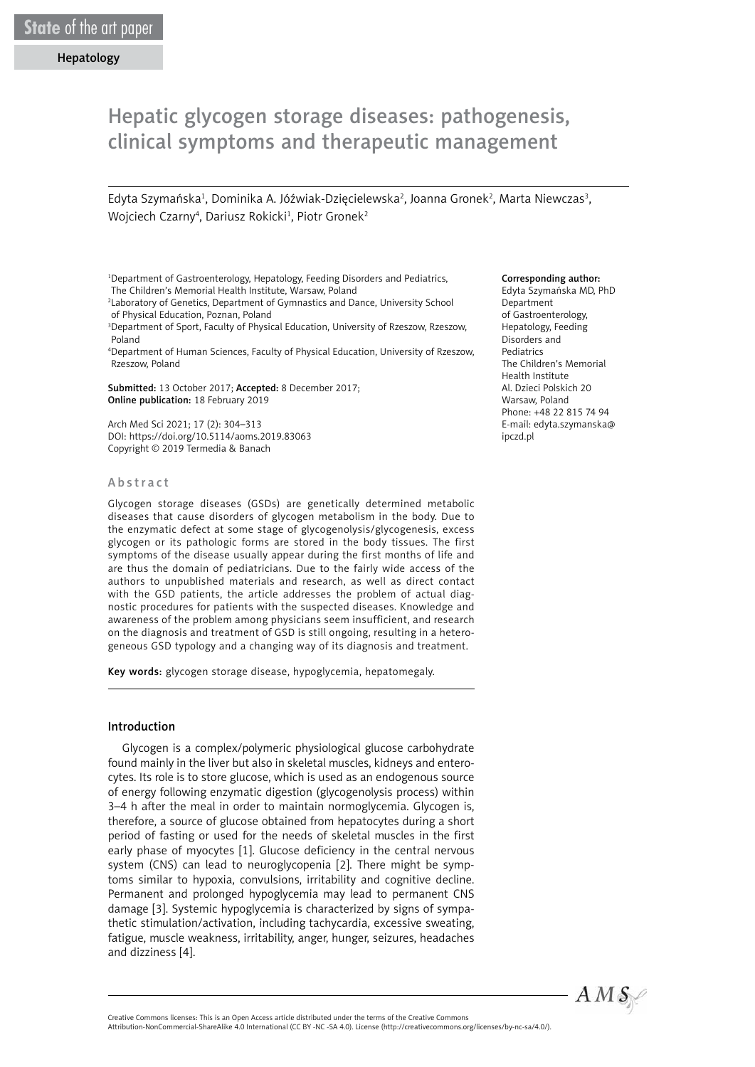State of the art paper

Hepatology

# Hepatic glycogen storage diseases: pathogenesis, clinical symptoms and therapeutic management

Edyta Szymańska[1], Dominika A. Jóźwiak-Dzięcielewska[2], Joanna Gronek[2], Marta Niewczas[3], Wojciech Czarny[4], Dariusz Rokicki[1], Piotr Gronek[2]

[1]Department of Gastroenterology, Hepatology, Feeding Disorders and Pediatrics, The Children's Memorial Health Institute, Warsaw, Poland
[2]Laboratory of Genetics, Department of Gymnastics and Dance, University School of Physical Education, Poznan, Poland
[3]Department of Sport, Faculty of Physical Education, University of Rzeszow, Rzeszow, Poland
[4]Department of Human Sciences, Faculty of Physical Education, University of Rzeszow, Rzeszow, Poland

**Submitted:** 13 October 2017; **Accepted:** 8 December 2017;
**Online publication:** 18 February 2019

Arch Med Sci 2021; 17 (2): 304–313
DOI: https://doi.org/10.5114/aoms.2019.83063
Copyright © 2019 Termedia & Banach

**Corresponding author:**
Edyta Szymańska MD, PhD
Department of Gastroenterology, Hepatology, Feeding Disorders and Pediatrics
The Children's Memorial Health Institute
Al. Dzieci Polskich 20
Warsaw, Poland
Phone: +48 22 815 74 94
E-mail: edyta.szymanska@ipczd.pl

## Abstract

Glycogen storage diseases (GSDs) are genetically determined metabolic diseases that cause disorders of glycogen metabolism in the body. Due to the enzymatic defect at some stage of glycogenolysis/glycogenesis, excess glycogen or its pathologic forms are stored in the body tissues. The first symptoms of the disease usually appear during the first months of life and are thus the domain of pediatricians. Due to the fairly wide access of the authors to unpublished materials and research, as well as direct contact with the GSD patients, the article addresses the problem of actual diagnostic procedures for patients with the suspected diseases. Knowledge and awareness of the problem among physicians seem insufficient, and research on the diagnosis and treatment of GSD is still ongoing, resulting in a heterogeneous GSD typology and a changing way of its diagnosis and treatment.

**Key words:** glycogen storage disease, hypoglycemia, hepatomegaly.

## Introduction

Glycogen is a complex/polymeric physiological glucose carbohydrate found mainly in the liver but also in skeletal muscles, kidneys and enterocytes. Its role is to store glucose, which is used as an endogenous source of energy following enzymatic digestion (glycogenolysis process) within 3–4 h after the meal in order to maintain normoglycemia. Glycogen is, therefore, a source of glucose obtained from hepatocytes during a short period of fasting or used for the needs of skeletal muscles in the first early phase of myocytes [1]. Glucose deficiency in the central nervous system (CNS) can lead to neuroglycopenia [2]. There might be symptoms similar to hypoxia, convulsions, irritability and cognitive decline. Permanent and prolonged hypoglycemia may lead to permanent CNS damage [3]. Systemic hypoglycemia is characterized by signs of sympathetic stimulation/activation, including tachycardia, excessive sweating, fatigue, muscle weakness, irritability, anger, hunger, seizures, headaches and dizziness [4].

Creative Commons licenses: This is an Open Access article distributed under the terms of the Creative Commons Attribution-NonCommercial-ShareAlike 4.0 International (CC BY -NC -SA 4.0). License (http://creativecommons.org/licenses/by-nc-sa/4.0/).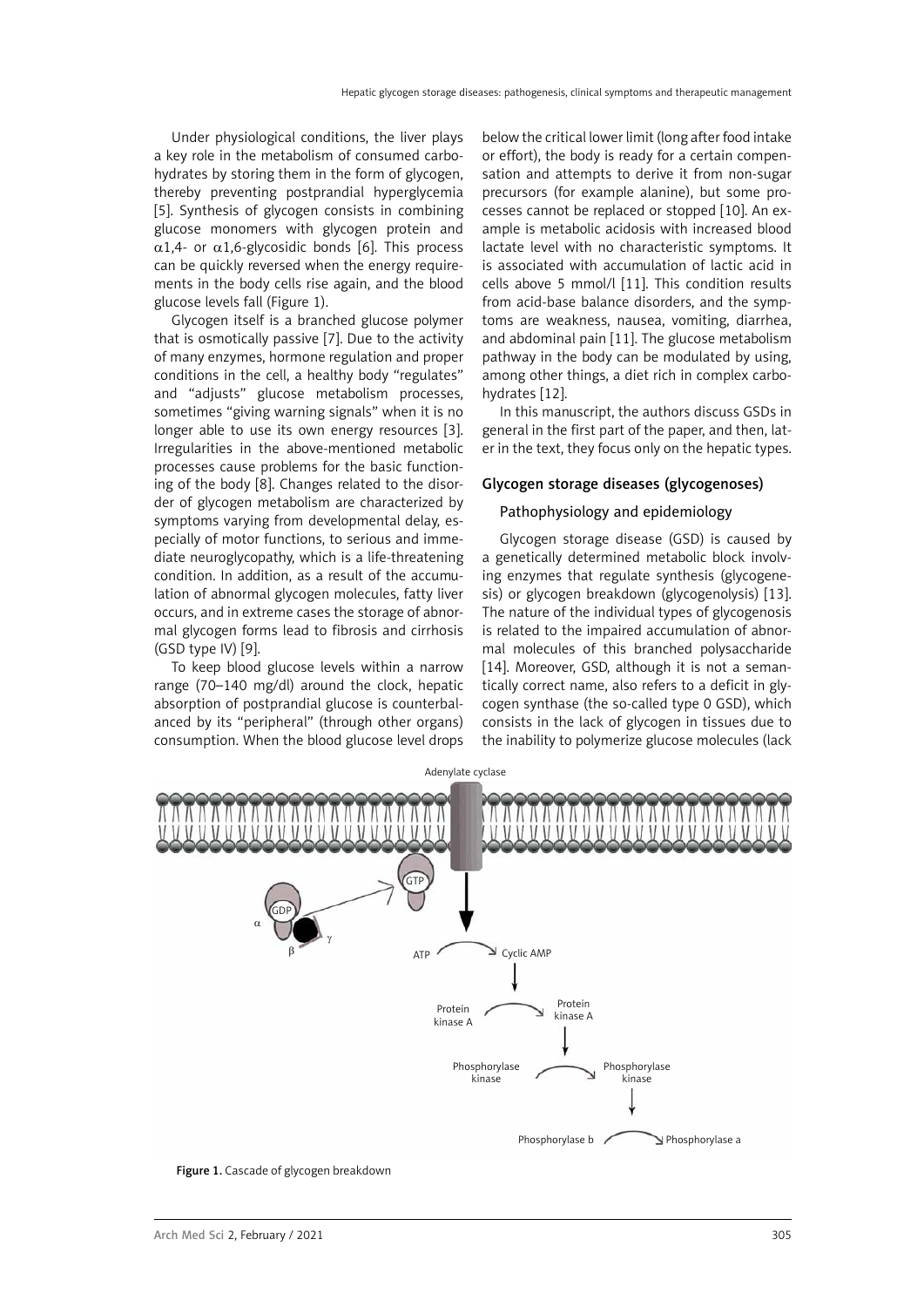Under physiological conditions, the liver plays a key role in the metabolism of consumed carbohydrates by storing them in the form of glycogen, thereby preventing postprandial hyperglycemia [5]. Synthesis of glycogen consists in combining glucose monomers with glycogen protein and $\alpha$1,4- or $\alpha$1,6-glycosidic bonds [6]. This process can be quickly reversed when the energy requirements in the body cells rise again, and the blood glucose levels fall (Figure 1).

Glycogen itself is a branched glucose polymer that is osmotically passive [7]. Due to the activity of many enzymes, hormone regulation and proper conditions in the cell, a healthy body "regulates" and "adjusts" glucose metabolism processes, sometimes "giving warning signals" when it is no longer able to use its own energy resources [3]. Irregularities in the above-mentioned metabolic processes cause problems for the basic functioning of the body [8]. Changes related to the disorder of glycogen metabolism are characterized by symptoms varying from developmental delay, especially of motor functions, to serious and immediate neuroglycopathy, which is a life-threatening condition. In addition, as a result of the accumulation of abnormal glycogen molecules, fatty liver occurs, and in extreme cases the storage of abnormal glycogen forms lead to fibrosis and cirrhosis (GSD type IV) [9].

To keep blood glucose levels within a narrow range (70–140 mg/dl) around the clock, hepatic absorption of postprandial glucose is counterbalanced by its "peripheral" (through other organs) consumption. When the blood glucose level drops below the critical lower limit (long after food intake or effort), the body is ready for a certain compensation and attempts to derive it from non-sugar precursors (for example alanine), but some processes cannot be replaced or stopped [10]. An example is metabolic acidosis with increased blood lactate level with no characteristic symptoms. It is associated with accumulation of lactic acid in cells above 5 mmol/l [11]. This condition results from acid-base balance disorders, and the symptoms are weakness, nausea, vomiting, diarrhea, and abdominal pain [11]. The glucose metabolism pathway in the body can be modulated by using, among other things, a diet rich in complex carbohydrates [12].

In this manuscript, the authors discuss GSDs in general in the first part of the paper, and then, later in the text, they focus only on the hepatic types.

## Glycogen storage diseases (glycogenoses)

### Pathophysiology and epidemiology

Glycogen storage disease (GSD) is caused by a genetically determined metabolic block involving enzymes that regulate synthesis (glycogenesis) or glycogen breakdown (glycogenolysis) [13]. The nature of the individual types of glycogenosis is related to the impaired accumulation of abnormal molecules of this branched polysaccharide [14]. Moreover, GSD, although it is not a semantically correct name, also refers to a deficit in glycogen synthase (the so-called type 0 GSD), which consists in the lack of glycogen in tissues due to the inability to polymerize glucose molecules (lack

Figure 1. Cascade of glycogen breakdown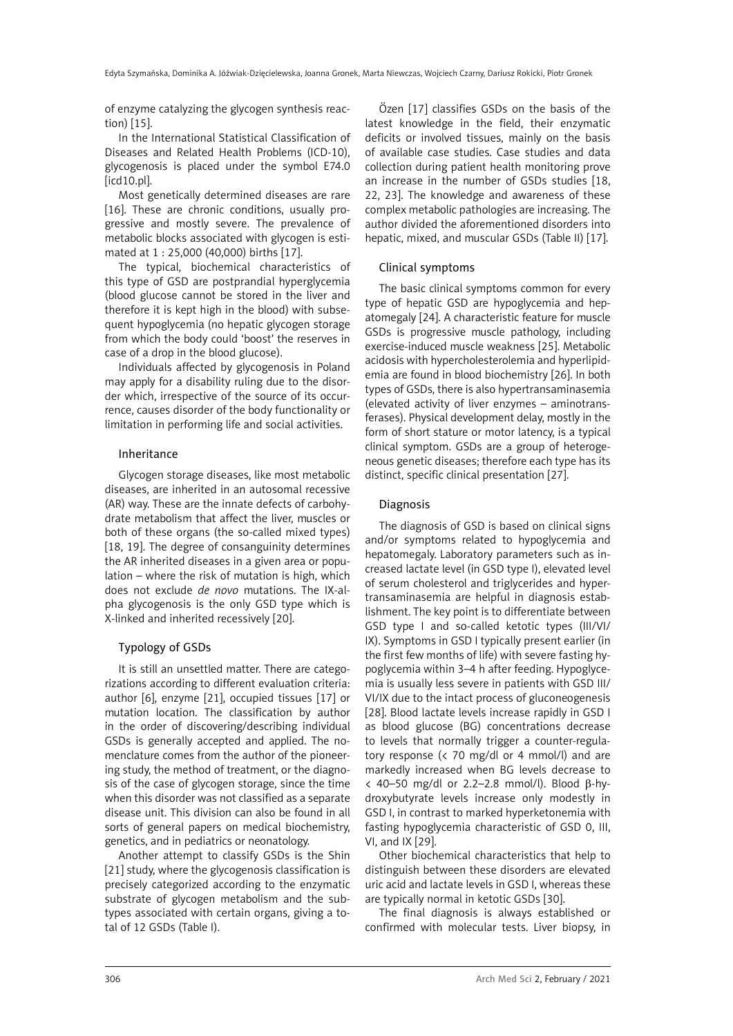of enzyme catalyzing the glycogen synthesis reaction) [15].

In the International Statistical Classification of Diseases and Related Health Problems (ICD-10), glycogenosis is placed under the symbol E74.0 [icd10.pl].

Most genetically determined diseases are rare [16]. These are chronic conditions, usually progressive and mostly severe. The prevalence of metabolic blocks associated with glycogen is estimated at 1 : 25,000 (40,000) births [17].

The typical, biochemical characteristics of this type of GSD are postprandial hyperglycemia (blood glucose cannot be stored in the liver and therefore it is kept high in the blood) with subsequent hypoglycemia (no hepatic glycogen storage from which the body could 'boost' the reserves in case of a drop in the blood glucose).

Individuals affected by glycogenosis in Poland may apply for a disability ruling due to the disorder which, irrespective of the source of its occurrence, causes disorder of the body functionality or limitation in performing life and social activities.

### Inheritance

Glycogen storage diseases, like most metabolic diseases, are inherited in an autosomal recessive (AR) way. These are the innate defects of carbohydrate metabolism that affect the liver, muscles or both of these organs (the so-called mixed types) [18, 19]. The degree of consanguinity determines the AR inherited diseases in a given area or population – where the risk of mutation is high, which does not exclude *de novo* mutations. The IX-alpha glycogenosis is the only GSD type which is X-linked and inherited recessively [20].

### Typology of GSDs

It is still an unsettled matter. There are categorizations according to different evaluation criteria: author [6], enzyme [21], occupied tissues [17] or mutation location. The classification by author in the order of discovering/describing individual GSDs is generally accepted and applied. The nomenclature comes from the author of the pioneering study, the method of treatment, or the diagnosis of the case of glycogen storage, since the time when this disorder was not classified as a separate disease unit. This division can also be found in all sorts of general papers on medical biochemistry, genetics, and in pediatrics or neonatology.

Another attempt to classify GSDs is the Shin [21] study, where the glycogenosis classification is precisely categorized according to the enzymatic substrate of glycogen metabolism and the subtypes associated with certain organs, giving a total of 12 GSDs (Table I).

Özen [17] classifies GSDs on the basis of the latest knowledge in the field, their enzymatic deficits or involved tissues, mainly on the basis of available case studies. Case studies and data collection during patient health monitoring prove an increase in the number of GSDs studies [18, 22, 23]. The knowledge and awareness of these complex metabolic pathologies are increasing. The author divided the aforementioned disorders into hepatic, mixed, and muscular GSDs (Table II) [17].

### Clinical symptoms

The basic clinical symptoms common for every type of hepatic GSD are hypoglycemia and hepatomegaly [24]. A characteristic feature for muscle GSDs is progressive muscle pathology, including exercise-induced muscle weakness [25]. Metabolic acidosis with hypercholesterolemia and hyperlipidemia are found in blood biochemistry [26]. In both types of GSDs, there is also hypertransaminasemia (elevated activity of liver enzymes – aminotransferases). Physical development delay, mostly in the form of short stature or motor latency, is a typical clinical symptom. GSDs are a group of heterogeneous genetic diseases; therefore each type has its distinct, specific clinical presentation [27].

### Diagnosis

The diagnosis of GSD is based on clinical signs and/or symptoms related to hypoglycemia and hepatomegaly. Laboratory parameters such as increased lactate level (in GSD type I), elevated level of serum cholesterol and triglycerides and hypertransaminasemia are helpful in diagnosis establishment. The key point is to differentiate between GSD type I and so-called ketotic types (III/VI/IX). Symptoms in GSD I typically present earlier (in the first few months of life) with severe fasting hypoglycemia within 3–4 h after feeding. Hypoglycemia is usually less severe in patients with GSD III/VI/IX due to the intact process of gluconeogenesis [28]. Blood lactate levels increase rapidly in GSD I as blood glucose (BG) concentrations decrease to levels that normally trigger a counter-regulatory response (< 70 mg/dl or 4 mmol/l) and are markedly increased when BG levels decrease to < 40–50 mg/dl or 2.2–2.8 mmol/l). Blood β-hydroxybutyrate levels increase only modestly in GSD I, in contrast to marked hyperketonemia with fasting hypoglycemia characteristic of GSD 0, III, VI, and IX [29].

Other biochemical characteristics that help to distinguish between these disorders are elevated uric acid and lactate levels in GSD I, whereas these are typically normal in ketotic GSDs [30].

The final diagnosis is always established or confirmed with molecular tests. Liver biopsy, in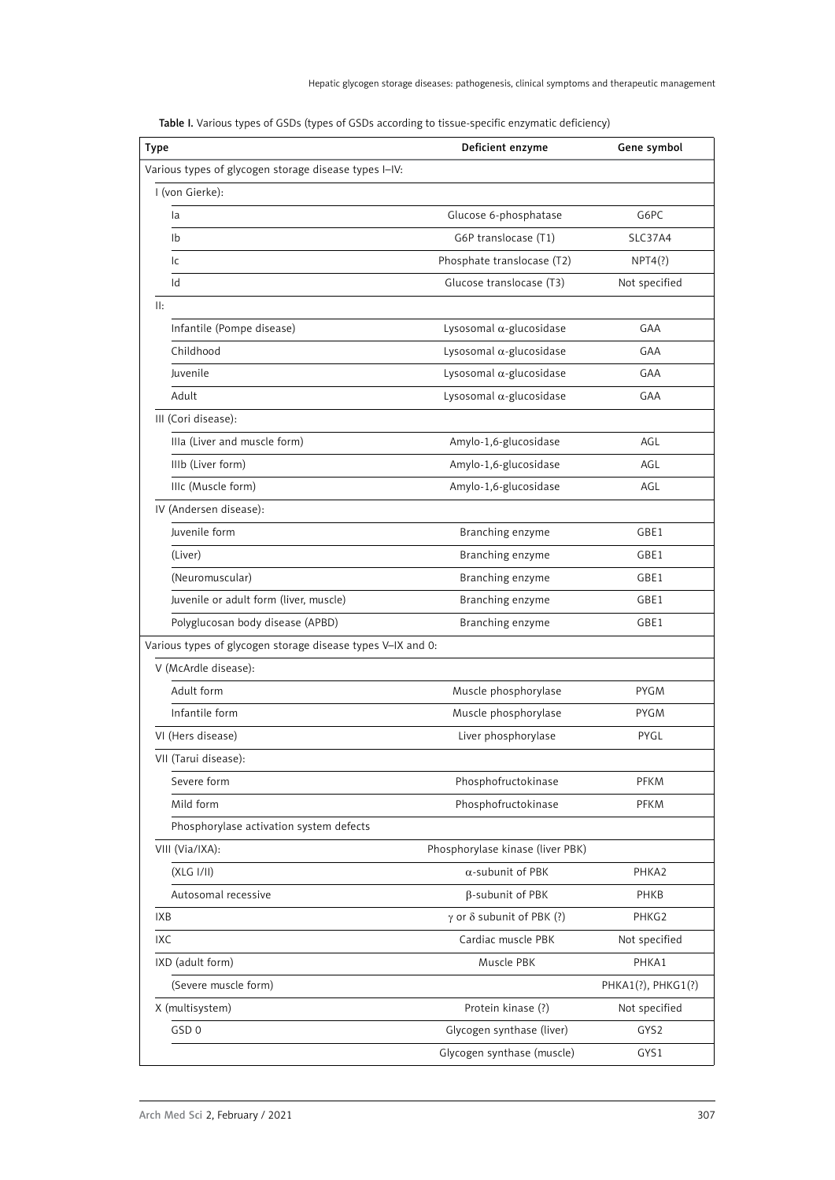Table I. Various types of GSDs (types of GSDs according to tissue-specific enzymatic deficiency)

| Type | Deficient enzyme | Gene symbol |
|---|---|---|
| Various types of glycogen storage disease types I–IV: | | |
| I (von Gierke): | | |
| Ia | Glucose 6-phosphatase | G6PC |
| Ib | G6P translocase (T1) | SLC37A4 |
| Ic | Phosphate translocase (T2) | NPT4(?) |
| Id | Glucose translocase (T3) | Not specified |
| II: | | |
| Infantile (Pompe disease) | Lysosomal α-glucosidase | GAA |
| Childhood | Lysosomal α-glucosidase | GAA |
| Juvenile | Lysosomal α-glucosidase | GAA |
| Adult | Lysosomal α-glucosidase | GAA |
| III (Cori disease): | | |
| IIIa (Liver and muscle form) | Amylo-1,6-glucosidase | AGL |
| IIIb (Liver form) | Amylo-1,6-glucosidase | AGL |
| IIIc (Muscle form) | Amylo-1,6-glucosidase | AGL |
| IV (Andersen disease): | | |
| Juvenile form | Branching enzyme | GBE1 |
| (Liver) | Branching enzyme | GBE1 |
| (Neuromuscular) | Branching enzyme | GBE1 |
| Juvenile or adult form (liver, muscle) | Branching enzyme | GBE1 |
| Polyglucosan body disease (APBD) | Branching enzyme | GBE1 |
| Various types of glycogen storage disease types V–IX and 0: | | |
| V (McArdle disease): | | |
| Adult form | Muscle phosphorylase | PYGM |
| Infantile form | Muscle phosphorylase | PYGM |
| VI (Hers disease) | Liver phosphorylase | PYGL |
| VII (Tarui disease): | | |
| Severe form | Phosphofructokinase | PFKM |
| Mild form | Phosphofructokinase | PFKM |
| Phosphorylase activation system defects | | |
| VIII (Via/IXA): | Phosphorylase kinase (liver PBK) | |
| (XLG I/II) | α-subunit of PBK | PHKA2 |
| Autosomal recessive | β-subunit of PBK | PHKB |
| IXB | γ or δ subunit of PBK (?) | PHKG2 |
| IXC | Cardiac muscle PBK | Not specified |
| IXD (adult form) | Muscle PBK | PHKA1 |
| (Severe muscle form) | | PHKA1(?), PHKG1(?) |
| X (multisystem) | Protein kinase (?) | Not specified |
| GSD 0 | Glycogen synthase (liver) | GYS2 |
| | Glycogen synthase (muscle) | GYS1 |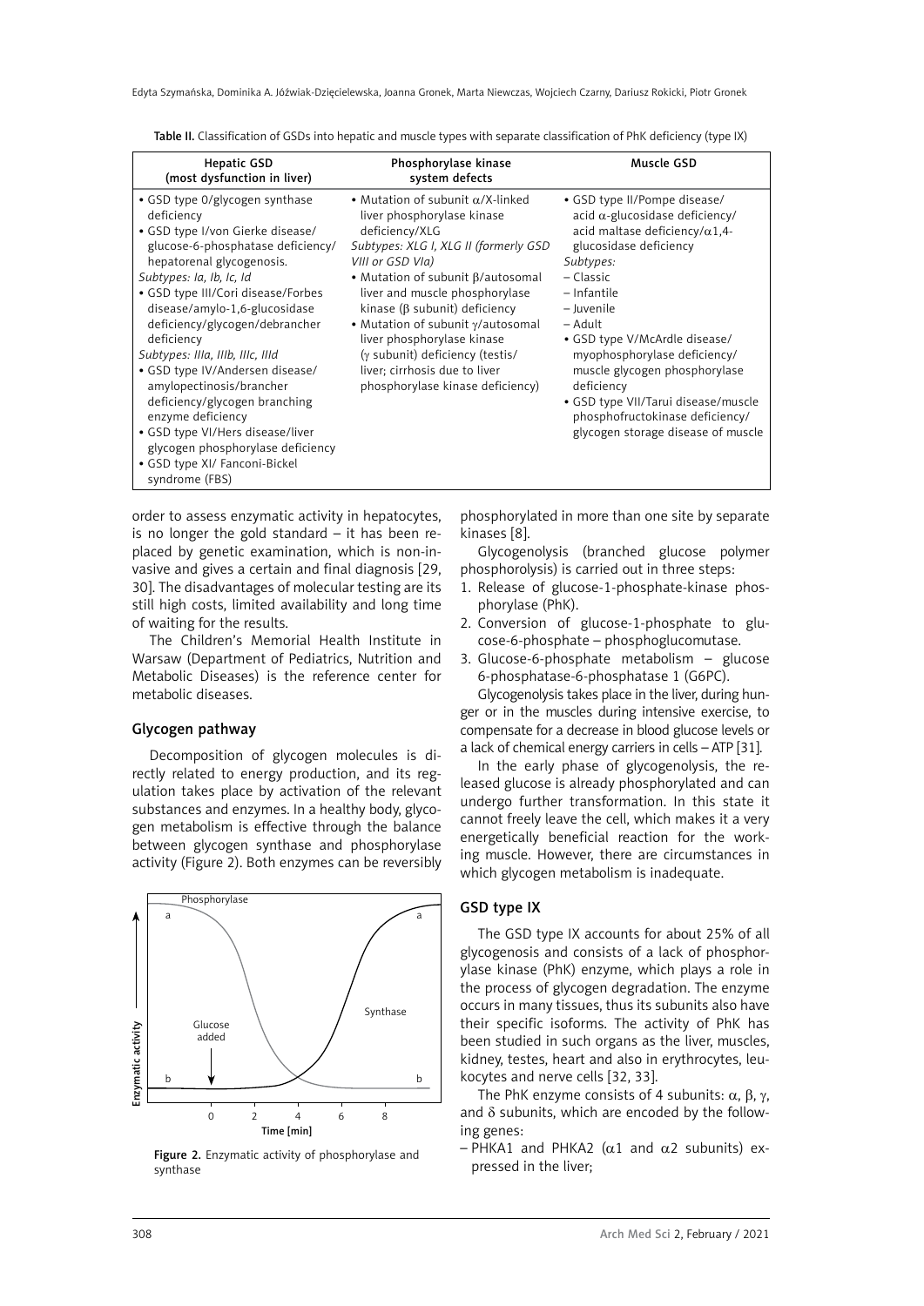Table II. Classification of GSDs into hepatic and muscle types with separate classification of PhK deficiency (type IX)

| Hepatic GSD (most dysfunction in liver) | Phosphorylase kinase system defects | Muscle GSD |
|---|---|---|
| • GSD type 0/glycogen synthase deficiency<br>• GSD type I/von Gierke disease/ glucose-6-phosphatase deficiency/ hepatorenal glycogenosis.<br>*Subtypes: Ia, Ib, Ic, Id*<br>• GSD type III/Cori disease/Forbes disease/amylo-1,6-glucosidase deficiency/glycogen/debrancher deficiency<br>*Subtypes: IIIa, IIIb, IIIc, IIId*<br>• GSD type IV/Andersen disease/ amylopectinosis/brancher deficiency/glycogen branching enzyme deficiency<br>• GSD type VI/Hers disease/liver glycogen phosphorylase deficiency<br>• GSD type XI/ Fanconi-Bickel syndrome (FBS) | • Mutation of subunit α/X-linked liver phosphorylase kinase deficiency/XLG<br>*Subtypes: XLG I, XLG II (formerly GSD VIII or GSD VIa)*<br>• Mutation of subunit β/autosomal liver and muscle phosphorylase kinase (β subunit) deficiency<br>• Mutation of subunit γ/autosomal liver phosphorylase kinase (γ subunit) deficiency (testis/ liver; cirrhosis due to liver phosphorylase kinase deficiency) | • GSD type II/Pompe disease/ acid α-glucosidase deficiency/ acid maltase deficiency/α1,4-glucosidase deficiency<br>*Subtypes:*<br>– Classic<br>– Infantile<br>– Juvenile<br>– Adult<br>• GSD type V/McArdle disease/ myophosphorylase deficiency/ muscle glycogen phosphorylase deficiency<br>• GSD type VII/Tarui disease/muscle phosphofructokinase deficiency/ glycogen storage disease of muscle |

order to assess enzymatic activity in hepatocytes, is no longer the gold standard – it has been replaced by genetic examination, which is non-invasive and gives a certain and final diagnosis [29, 30]. The disadvantages of molecular testing are its still high costs, limited availability and long time of waiting for the results.

The Children's Memorial Health Institute in Warsaw (Department of Pediatrics, Nutrition and Metabolic Diseases) is the reference center for metabolic diseases.

## Glycogen pathway

Decomposition of glycogen molecules is directly related to energy production, and its regulation takes place by activation of the relevant substances and enzymes. In a healthy body, glycogen metabolism is effective through the balance between glycogen synthase and phosphorylase activity (Figure 2). Both enzymes can be reversibly phosphorylated in more than one site by separate kinases [8].

Figure 2. Enzymatic activity of phosphorylase and synthase

Glycogenolysis (branched glucose polymer phosphorolysis) is carried out in three steps:

1. Release of glucose-1-phosphate-kinase phosphorylase (PhK).
2. Conversion of glucose-1-phosphate to glucose-6-phosphate – phosphoglucomutase.
3. Glucose-6-phosphate metabolism – glucose 6-phosphatase-6-phosphatase 1 (G6PC).

Glycogenolysis takes place in the liver, during hunger or in the muscles during intensive exercise, to compensate for a decrease in blood glucose levels or a lack of chemical energy carriers in cells – ATP [31].

In the early phase of glycogenolysis, the released glucose is already phosphorylated and can undergo further transformation. In this state it cannot freely leave the cell, which makes it a very energetically beneficial reaction for the working muscle. However, there are circumstances in which glycogen metabolism is inadequate.

## GSD type IX

The GSD type IX accounts for about 25% of all glycogenosis and consists of a lack of phosphorylase kinase (PhK) enzyme, which plays a role in the process of glycogen degradation. The enzyme occurs in many tissues, thus its subunits also have their specific isoforms. The activity of PhK has been studied in such organs as the liver, muscles, kidney, testes, heart and also in erythrocytes, leukocytes and nerve cells [32, 33].

The PhK enzyme consists of 4 subunits: α, β, γ, and δ subunits, which are encoded by the following genes:

– PHKA1 and PHKA2 (α1 and α2 subunits) expressed in the liver;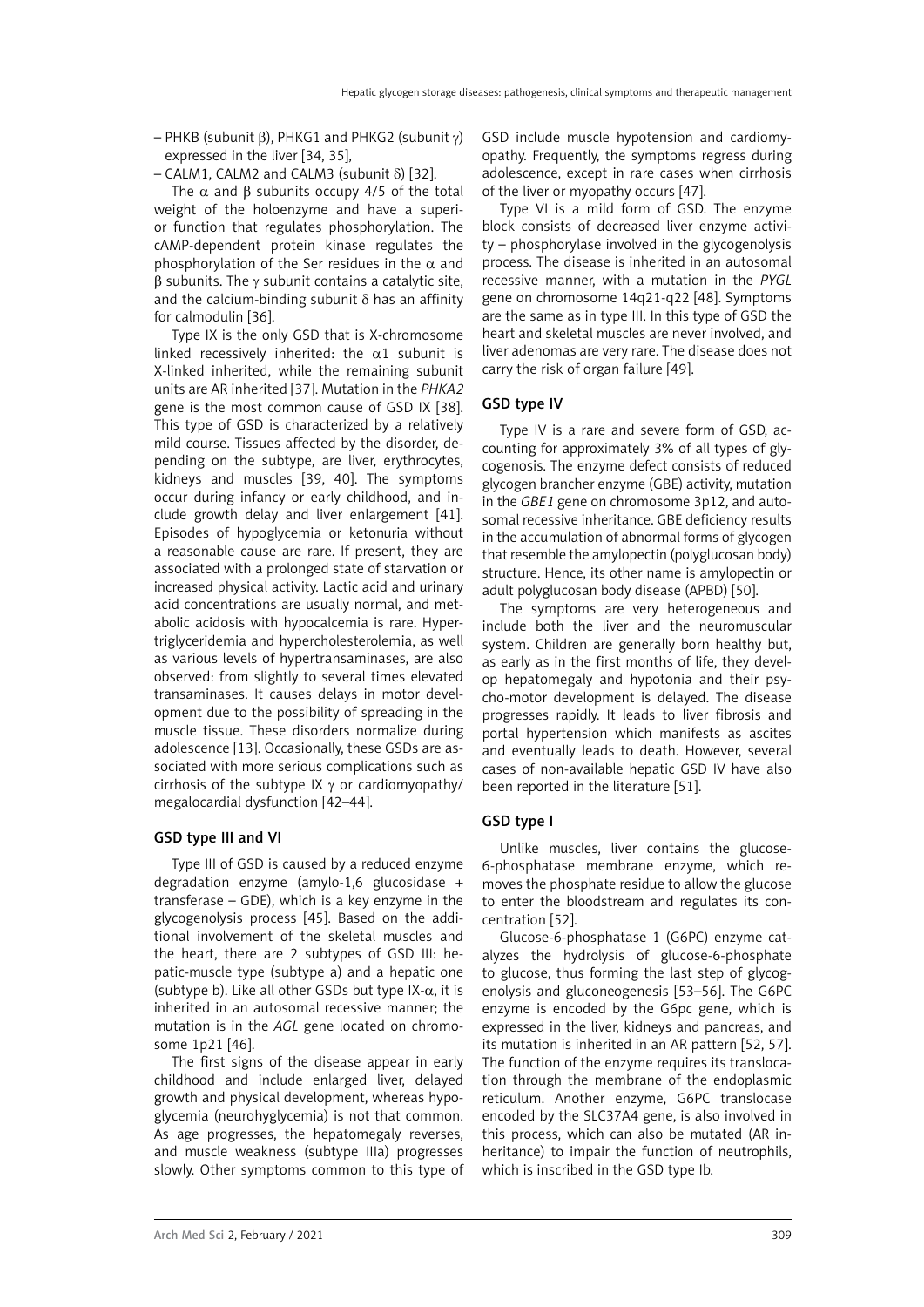– PHKB (subunit β), PHKG1 and PHKG2 (subunit γ) expressed in the liver [34, 35],
– CALM1, CALM2 and CALM3 (subunit δ) [32].

The α and β subunits occupy 4/5 of the total weight of the holoenzyme and have a superior function that regulates phosphorylation. The cAMP-dependent protein kinase regulates the phosphorylation of the Ser residues in the α and β subunits. The γ subunit contains a catalytic site, and the calcium-binding subunit δ has an affinity for calmodulin [36].

Type IX is the only GSD that is X-chromosome linked recessively inherited: the α1 subunit is X-linked inherited, while the remaining subunit units are AR inherited [37]. Mutation in the *PHKA2* gene is the most common cause of GSD IX [38]. This type of GSD is characterized by a relatively mild course. Tissues affected by the disorder, depending on the subtype, are liver, erythrocytes, kidneys and muscles [39, 40]. The symptoms occur during infancy or early childhood, and include growth delay and liver enlargement [41]. Episodes of hypoglycemia or ketonuria without a reasonable cause are rare. If present, they are associated with a prolonged state of starvation or increased physical activity. Lactic acid and urinary acid concentrations are usually normal, and metabolic acidosis with hypocalcemia is rare. Hypertriglyceridemia and hypercholesterolemia, as well as various levels of hypertransaminases, are also observed: from slightly to several times elevated transaminases. It causes delays in motor development due to the possibility of spreading in the muscle tissue. These disorders normalize during adolescence [13]. Occasionally, these GSDs are associated with more serious complications such as cirrhosis of the subtype IX γ or cardiomyopathy/megalocardial dysfunction [42–44].

## GSD type III and VI

Type III of GSD is caused by a reduced enzyme degradation enzyme (amylo-1,6 glucosidase + transferase – GDE), which is a key enzyme in the glycogenolysis process [45]. Based on the additional involvement of the skeletal muscles and the heart, there are 2 subtypes of GSD III: hepatic-muscle type (subtype a) and a hepatic one (subtype b). Like all other GSDs but type IX-α, it is inherited in an autosomal recessive manner; the mutation is in the *AGL* gene located on chromosome 1p21 [46].

The first signs of the disease appear in early childhood and include enlarged liver, delayed growth and physical development, whereas hypoglycemia (neurohyglycemia) is not that common. As age progresses, the hepatomegaly reverses, and muscle weakness (subtype IIIa) progresses slowly. Other symptoms common to this type of GSD include muscle hypotension and cardiomyopathy. Frequently, the symptoms regress during adolescence, except in rare cases when cirrhosis of the liver or myopathy occurs [47].

Type VI is a mild form of GSD. The enzyme block consists of decreased liver enzyme activity – phosphorylase involved in the glycogenolysis process. The disease is inherited in an autosomal recessive manner, with a mutation in the *PYGL* gene on chromosome 14q21-q22 [48]. Symptoms are the same as in type III. In this type of GSD the heart and skeletal muscles are never involved, and liver adenomas are very rare. The disease does not carry the risk of organ failure [49].

## GSD type IV

Type IV is a rare and severe form of GSD, accounting for approximately 3% of all types of glycogenosis. The enzyme defect consists of reduced glycogen brancher enzyme (GBE) activity, mutation in the *GBE1* gene on chromosome 3p12, and autosomal recessive inheritance. GBE deficiency results in the accumulation of abnormal forms of glycogen that resemble the amylopectin (polyglucosan body) structure. Hence, its other name is amylopectin or adult polyglucosan body disease (APBD) [50].

The symptoms are very heterogeneous and include both the liver and the neuromuscular system. Children are generally born healthy but, as early as in the first months of life, they develop hepatomegaly and hypotonia and their psycho-motor development is delayed. The disease progresses rapidly. It leads to liver fibrosis and portal hypertension which manifests as ascites and eventually leads to death. However, several cases of non-available hepatic GSD IV have also been reported in the literature [51].

## GSD type I

Unlike muscles, liver contains the glucose-6-phosphatase membrane enzyme, which removes the phosphate residue to allow the glucose to enter the bloodstream and regulates its concentration [52].

Glucose-6-phosphatase 1 (G6PC) enzyme catalyzes the hydrolysis of glucose-6-phosphate to glucose, thus forming the last step of glycogenolysis and gluconeogenesis [53–56]. The G6PC enzyme is encoded by the G6pc gene, which is expressed in the liver, kidneys and pancreas, and its mutation is inherited in an AR pattern [52, 57]. The function of the enzyme requires its translocation through the membrane of the endoplasmic reticulum. Another enzyme, G6PC translocase encoded by the SLC37A4 gene, is also involved in this process, which can also be mutated (AR inheritance) to impair the function of neutrophils, which is inscribed in the GSD type Ib.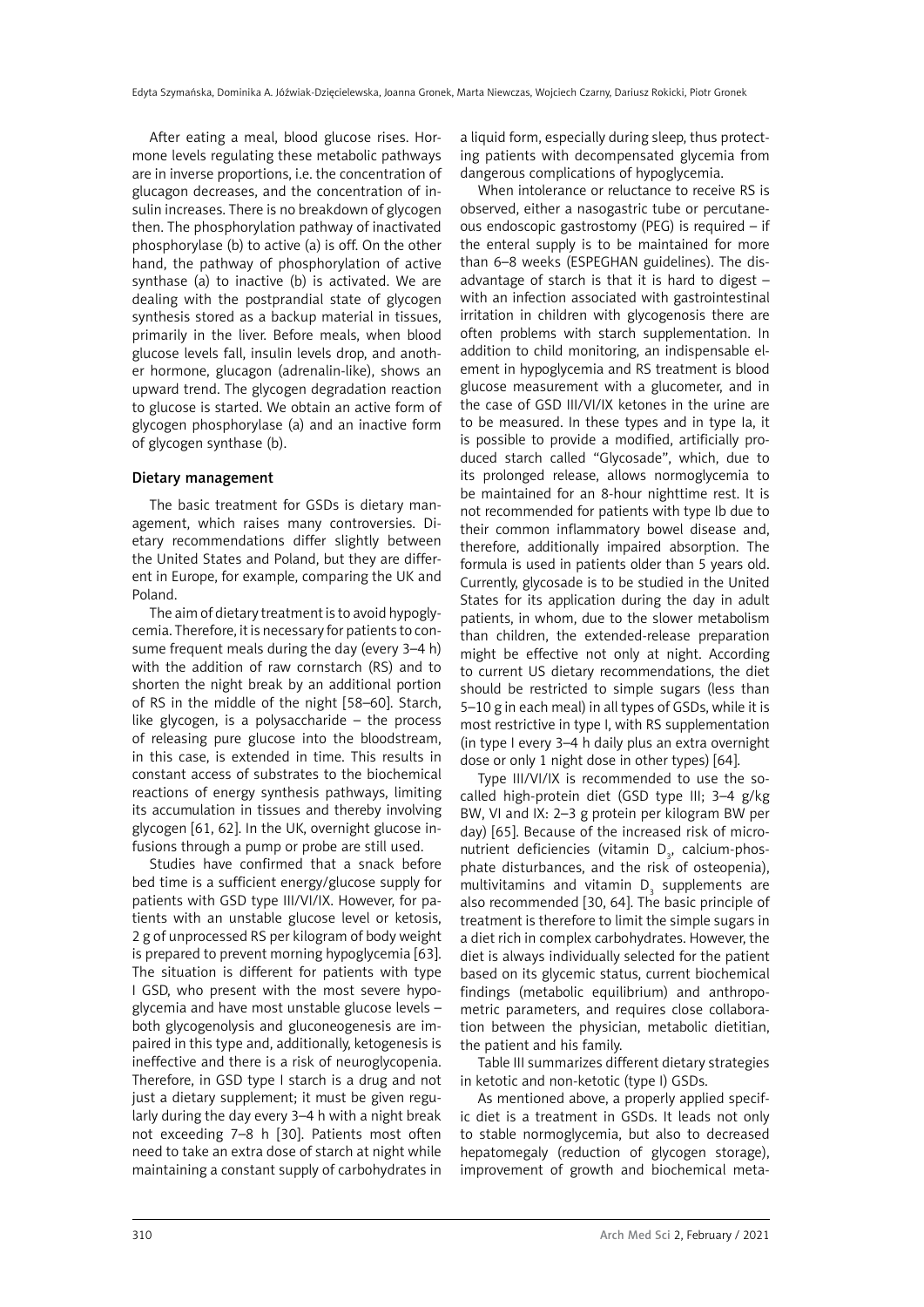After eating a meal, blood glucose rises. Hormone levels regulating these metabolic pathways are in inverse proportions, i.e. the concentration of glucagon decreases, and the concentration of insulin increases. There is no breakdown of glycogen then. The phosphorylation pathway of inactivated phosphorylase (b) to active (a) is off. On the other hand, the pathway of phosphorylation of active synthase (a) to inactive (b) is activated. We are dealing with the postprandial state of glycogen synthesis stored as a backup material in tissues, primarily in the liver. Before meals, when blood glucose levels fall, insulin levels drop, and another hormone, glucagon (adrenalin-like), shows an upward trend. The glycogen degradation reaction to glucose is started. We obtain an active form of glycogen phosphorylase (a) and an inactive form of glycogen synthase (b).

### Dietary management

The basic treatment for GSDs is dietary management, which raises many controversies. Dietary recommendations differ slightly between the United States and Poland, but they are different in Europe, for example, comparing the UK and Poland.

The aim of dietary treatment is to avoid hypoglycemia. Therefore, it is necessary for patients to consume frequent meals during the day (every 3–4 h) with the addition of raw cornstarch (RS) and to shorten the night break by an additional portion of RS in the middle of the night [58–60]. Starch, like glycogen, is a polysaccharide – the process of releasing pure glucose into the bloodstream, in this case, is extended in time. This results in constant access of substrates to the biochemical reactions of energy synthesis pathways, limiting its accumulation in tissues and thereby involving glycogen [61, 62]. In the UK, overnight glucose infusions through a pump or probe are still used.

Studies have confirmed that a snack before bed time is a sufficient energy/glucose supply for patients with GSD type III/VI/IX. However, for patients with an unstable glucose level or ketosis, 2 g of unprocessed RS per kilogram of body weight is prepared to prevent morning hypoglycemia [63]. The situation is different for patients with type I GSD, who present with the most severe hypoglycemia and have most unstable glucose levels – both glycogenolysis and gluconeogenesis are impaired in this type and, additionally, ketogenesis is ineffective and there is a risk of neuroglycopenia. Therefore, in GSD type I starch is a drug and not just a dietary supplement; it must be given regularly during the day every 3–4 h with a night break not exceeding 7–8 h [30]. Patients most often need to take an extra dose of starch at night while maintaining a constant supply of carbohydrates in a liquid form, especially during sleep, thus protecting patients with decompensated glycemia from dangerous complications of hypoglycemia.

When intolerance or reluctance to receive RS is observed, either a nasogastric tube or percutaneous endoscopic gastrostomy (PEG) is required – if the enteral supply is to be maintained for more than 6–8 weeks (ESPEGHAN guidelines). The disadvantage of starch is that it is hard to digest – with an infection associated with gastrointestinal irritation in children with glycogenosis there are often problems with starch supplementation. In addition to child monitoring, an indispensable element in hypoglycemia and RS treatment is blood glucose measurement with a glucometer, and in the case of GSD III/VI/IX ketones in the urine are to be measured. In these types and in type Ia, it is possible to provide a modified, artificially produced starch called "Glycosade", which, due to its prolonged release, allows normoglycemia to be maintained for an 8-hour nighttime rest. It is not recommended for patients with type Ib due to their common inflammatory bowel disease and, therefore, additionally impaired absorption. The formula is used in patients older than 5 years old. Currently, glycosade is to be studied in the United States for its application during the day in adult patients, in whom, due to the slower metabolism than children, the extended-release preparation might be effective not only at night. According to current US dietary recommendations, the diet should be restricted to simple sugars (less than 5–10 g in each meal) in all types of GSDs, while it is most restrictive in type I, with RS supplementation (in type I every 3–4 h daily plus an extra overnight dose or only 1 night dose in other types) [64].

Type III/VI/IX is recommended to use the so-called high-protein diet (GSD type III; 3–4 g/kg BW, VI and IX: 2–3 g protein per kilogram BW per day) [65]. Because of the increased risk of micronutrient deficiencies (vitamin $D_3$, calcium-phosphate disturbances, and the risk of osteopenia), multivitamins and vitamin $D_3$ supplements are also recommended [30, 64]. The basic principle of treatment is therefore to limit the simple sugars in a diet rich in complex carbohydrates. However, the diet is always individually selected for the patient based on its glycemic status, current biochemical findings (metabolic equilibrium) and anthropometric parameters, and requires close collaboration between the physician, metabolic dietitian, the patient and his family.

Table III summarizes different dietary strategies in ketotic and non-ketotic (type I) GSDs.

As mentioned above, a properly applied specific diet is a treatment in GSDs. It leads not only to stable normoglycemia, but also to decreased hepatomegaly (reduction of glycogen storage), improvement of growth and biochemical meta-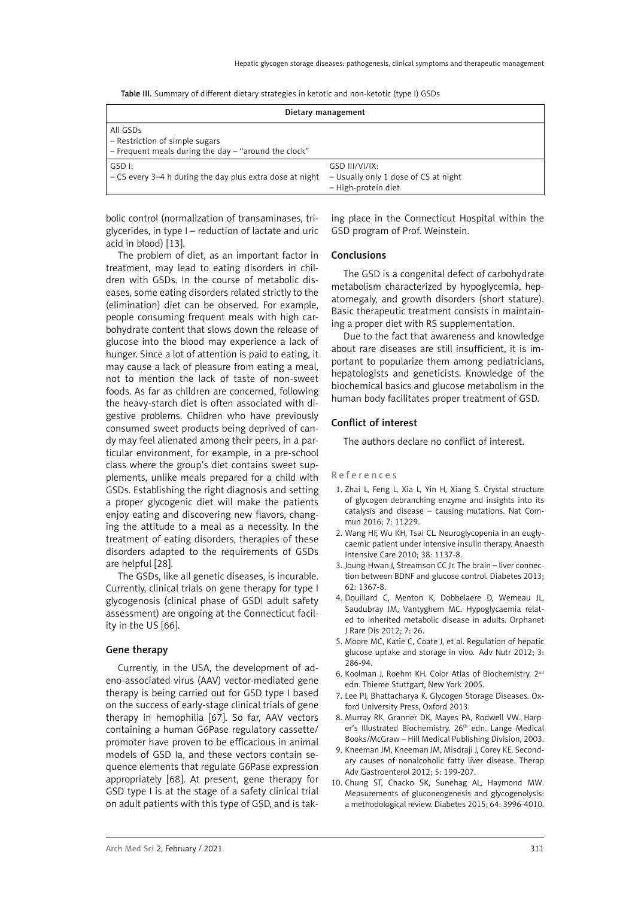Table III. Summary of different dietary strategies in ketotic and non-ketotic (type I) GSDs

| Dietary management | |
|---|---|
| All GSDs<br>– Restriction of simple sugars<br>– Frequent meals during the day – "around the clock" | |
| GSD I:<br>– CS every 3–4 h during the day plus extra dose at night | GSD III/VI/IX:<br>– Usually only 1 dose of CS at night<br>– High-protein diet |

bolic control (normalization of transaminases, triglycerides, in type I – reduction of lactate and uric acid in blood) [13].

The problem of diet, as an important factor in treatment, may lead to eating disorders in children with GSDs. In the course of metabolic diseases, some eating disorders related strictly to the (elimination) diet can be observed. For example, people consuming frequent meals with high carbohydrate content that slows down the release of glucose into the blood may experience a lack of hunger. Since a lot of attention is paid to eating, it may cause a lack of pleasure from eating a meal, not to mention the lack of taste of non-sweet foods. As far as children are concerned, following the heavy-starch diet is often associated with digestive problems. Children who have previously consumed sweet products being deprived of candy may feel alienated among their peers, in a particular environment, for example, in a pre-school class where the group's diet contains sweet supplements, unlike meals prepared for a child with GSDs. Establishing the right diagnosis and setting a proper glycogenic diet will make the patients enjoy eating and discovering new flavors, changing the attitude to a meal as a necessity. In the treatment of eating disorders, therapies of these disorders adapted to the requirements of GSDs are helpful [28].

The GSDs, like all genetic diseases, is incurable. Currently, clinical trials on gene therapy for type I glycogenosis (clinical phase of GSDI adult safety assessment) are ongoing at the Connecticut facility in the US [66].

## Gene therapy

Currently, in the USA, the development of adeno-associated virus (AAV) vector-mediated gene therapy is being carried out for GSD type I based on the success of early-stage clinical trials of gene therapy in hemophilia [67]. So far, AAV vectors containing a human G6Pase regulatory cassette/promoter have proven to be efficacious in animal models of GSD Ia, and these vectors contain sequence elements that regulate G6Pase expression appropriately [68]. At present, gene therapy for GSD type I is at the stage of a safety clinical trial on adult patients with this type of GSD, and is taking place in the Connecticut Hospital within the GSD program of Prof. Weinstein.

## Conclusions

The GSD is a congenital defect of carbohydrate metabolism characterized by hypoglycemia, hepatomegaly, and growth disorders (short stature). Basic therapeutic treatment consists in maintaining a proper diet with RS supplementation.

Due to the fact that awareness and knowledge about rare diseases are still insufficient, it is important to popularize them among pediatricians, hepatologists and geneticists. Knowledge of the biochemical basics and glucose metabolism in the human body facilitates proper treatment of GSD.

## Conflict of interest

The authors declare no conflict of interest.

## References

1. Zhai L, Feng L, Xia L, Yin H, Xiang S. Crystal structure of glycogen debranching enzyme and insights into its catalysis and disease – causing mutations. Nat Commun 2016; 7: 11229.
2. Wang HF, Wu KH, Tsai CL. Neuroglycopenia in an euglycaemic patient under intensive insulin therapy. Anaesth Intensive Care 2010; 38: 1137-8.
3. Joung-Hwan J, Streamson CC Jr. The brain – liver connection between BDNF and glucose control. Diabetes 2013; 62: 1367-8.
4. Douillard C, Menton K, Dobbelaere D, Wemeau JL, Saudubray JM, Vantyghem MC. Hypoglycaemia related to inherited metabolic disease in adults. Orphanet J Rare Dis 2012; 7: 26.
5. Moore MC, Katie C, Coate J, et al. Regulation of hepatic glucose uptake and storage in vivo. Adv Nutr 2012; 3: 286-94.
6. Koolman J, Roehm KH. Color Atlas of Biochemistry. 2nd edn. Thieme Stuttgart, New York 2005.
7. Lee PJ, Bhattacharya K. Glycogen Storage Diseases. Oxford University Press, Oxford 2013.
8. Murray RK, Granner DK, Mayes PA, Rodwell VW. Harper's Illustrated Biochemistry. 26th edn. Lange Medical Books/McGraw – Hill Medical Publishing Division, 2003.
9. Kneeman JM, Kneeman JM, Misdraji J, Corey KE. Secondary causes of nonalcoholic fatty liver disease. Therap Adv Gastroenterol 2012; 5: 199-207.
10. Chung ST, Chacko SK, Sunehag AL, Haymond MW. Measurements of gluconeogenesis and glycogenolysis: a methodological review. Diabetes 2015; 64: 3996-4010.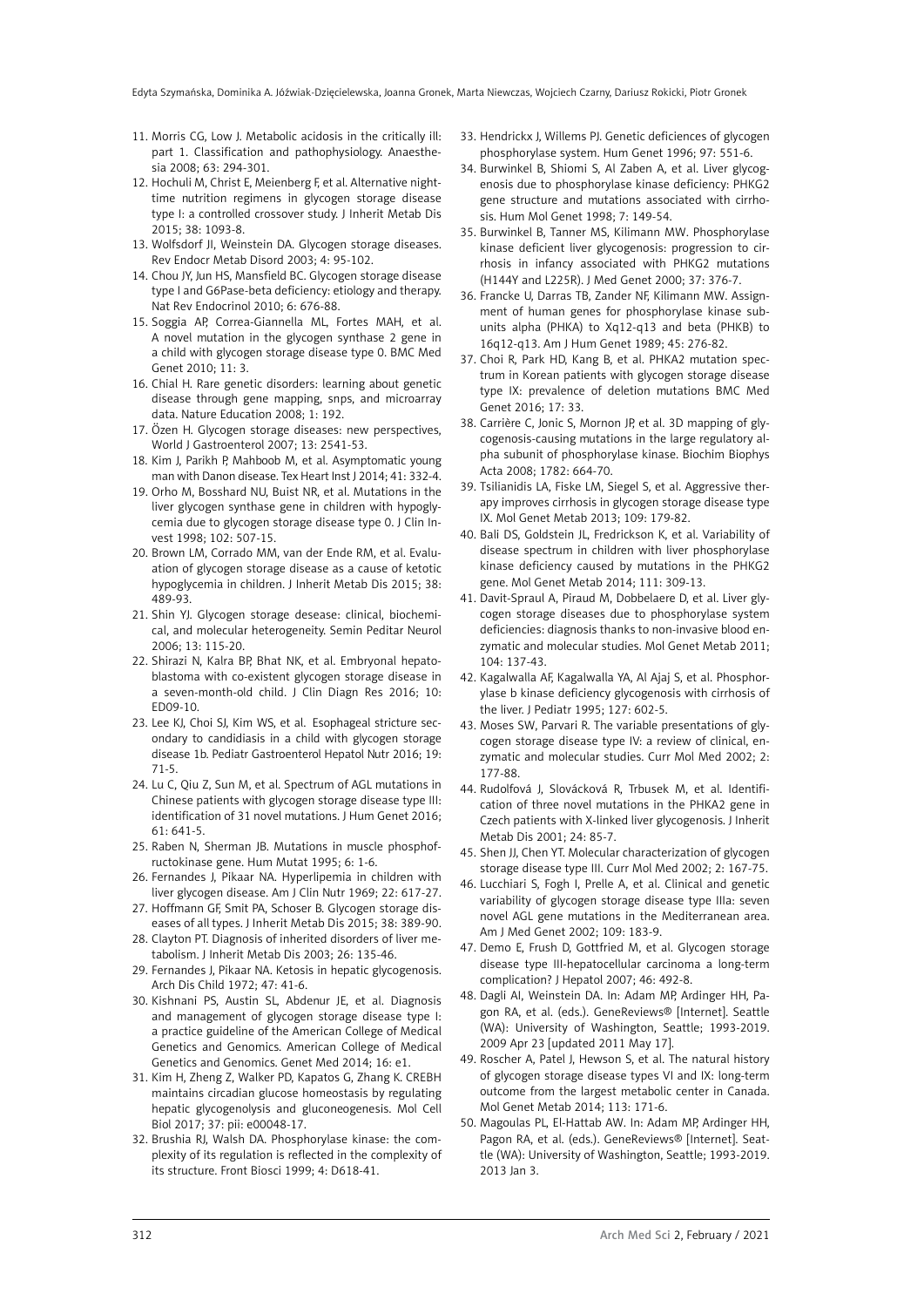11. Morris CG, Low J. Metabolic acidosis in the critically ill: part 1. Classification and pathophysiology. Anaesthesia 2008; 63: 294-301.
12. Hochuli M, Christ E, Meienberg F, et al. Alternative nighttime nutrition regimens in glycogen storage disease type I: a controlled crossover study. J Inherit Metab Dis 2015; 38: 1093-8.
13. Wolfsdorf JI, Weinstein DA. Glycogen storage diseases. Rev Endocr Metab Disord 2003; 4: 95-102.
14. Chou JY, Jun HS, Mansfield BC. Glycogen storage disease type I and G6Pase-beta deficiency: etiology and therapy. Nat Rev Endocrinol 2010; 6: 676-88.
15. Soggia AP, Correa-Giannella ML, Fortes MAH, et al. A novel mutation in the glycogen synthase 2 gene in a child with glycogen storage disease type 0. BMC Med Genet 2010; 11: 3.
16. Chial H. Rare genetic disorders: learning about genetic disease through gene mapping, snps, and microarray data. Nature Education 2008; 1: 192.
17. Özen H. Glycogen storage diseases: new perspectives, World J Gastroenterol 2007; 13: 2541-53.
18. Kim J, Parikh P, Mahboob M, et al. Asymptomatic young man with Danon disease. Tex Heart Inst J 2014; 41: 332-4.
19. Orho M, Bosshard NU, Buist NR, et al. Mutations in the liver glycogen synthase gene in children with hypoglycemia due to glycogen storage disease type 0. J Clin Invest 1998; 102: 507-15.
20. Brown LM, Corrado MM, van der Ende RM, et al. Evaluation of glycogen storage disease as a cause of ketotic hypoglycemia in children. J Inherit Metab Dis 2015; 38: 489-93.
21. Shin YJ. Glycogen storage desease: clinical, biochemical, and molecular heterogeneity. Semin Peditar Neurol 2006; 13: 115-20.
22. Shirazi N, Kalra BP, Bhat NK, et al. Embryonal hepatoblastoma with co-existent glycogen storage disease in a seven-month-old child. J Clin Diagn Res 2016; 10: ED09-10.
23. Lee KJ, Choi SJ, Kim WS, et al. Esophageal stricture secondary to candidiasis in a child with glycogen storage disease 1b. Pediatr Gastroenterol Hepatol Nutr 2016; 19: 71-5.
24. Lu C, Qiu Z, Sun M, et al. Spectrum of AGL mutations in Chinese patients with glycogen storage disease type III: identification of 31 novel mutations. J Hum Genet 2016; 61: 641-5.
25. Raben N, Sherman JB. Mutations in muscle phosphofructokinase gene. Hum Mutat 1995; 6: 1-6.
26. Fernandes J, Pikaar NA. Hyperlipemia in children with liver glycogen disease. Am J Clin Nutr 1969; 22: 617-27.
27. Hoffmann GF, Smit PA, Schoser B. Glycogen storage diseases of all types. J Inherit Metab Dis 2015; 38: 389-90.
28. Clayton PT. Diagnosis of inherited disorders of liver metabolism. J Inherit Metab Dis 2003; 26: 135-46.
29. Fernandes J, Pikaar NA. Ketosis in hepatic glycogenosis. Arch Dis Child 1972; 47: 41-6.
30. Kishnani PS, Austin SL, Abdenur JE, et al. Diagnosis and management of glycogen storage disease type I: a practice guideline of the American College of Medical Genetics and Genomics. American College of Medical Genetics and Genomics. Genet Med 2014; 16: e1.
31. Kim H, Zheng Z, Walker PD, Kapatos G, Zhang K. CREBH maintains circadian glucose homeostasis by regulating hepatic glycogenolysis and gluconeogenesis. Mol Cell Biol 2017; 37: pii: e00048-17.
32. Brushia RJ, Walsh DA. Phosphorylase kinase: the complexity of its regulation is reflected in the complexity of its structure. Front Biosci 1999; 4: D618-41.
33. Hendrickx J, Willems PJ. Genetic deficiences of glycogen phosphorylase system. Hum Genet 1996; 97: 551-6.
34. Burwinkel B, Shiomi S, Al Zaben A, et al. Liver glycogenosis due to phosphorylase kinase deficiency: PHKG2 gene structure and mutations associated with cirrhosis. Hum Mol Genet 1998; 7: 149-54.
35. Burwinkel B, Tanner MS, Kilimann MW. Phosphorylase kinase deficient liver glycogenosis: progression to cirrhosis in infancy associated with PHKG2 mutations (H144Y and L225R). J Med Genet 2000; 37: 376-7.
36. Francke U, Darras TB, Zander NF, Kilimann MW. Assignment of human genes for phosphorylase kinase subunits alpha (PHKA) to Xq12-q13 and beta (PHKB) to 16q12-q13. Am J Hum Genet 1989; 45: 276-82.
37. Choi R, Park HD, Kang B, et al. PHKA2 mutation spectrum in Korean patients with glycogen storage disease type IX: prevalence of deletion mutations BMC Med Genet 2016; 17: 33.
38. Carrière C, Jonic S, Mornon JP, et al. 3D mapping of glycogenosis-causing mutations in the large regulatory alpha subunit of phosphorylase kinase. Biochim Biophys Acta 2008; 1782: 664-70.
39. Tsilianidis LA, Fiske LM, Siegel S, et al. Aggressive therapy improves cirrhosis in glycogen storage disease type IX. Mol Genet Metab 2013; 109: 179-82.
40. Bali DS, Goldstein JL, Fredrickson K, et al. Variability of disease spectrum in children with liver phosphorylase kinase deficiency caused by mutations in the PHKG2 gene. Mol Genet Metab 2014; 111: 309-13.
41. Davit-Spraul A, Piraud M, Dobbelaere D, et al. Liver glycogen storage diseases due to phosphorylase system deficiencies: diagnosis thanks to non-invasive blood enzymatic and molecular studies. Mol Genet Metab 2011; 104: 137-43.
42. Kagalwalla AF, Kagalwalla YA, Al Ajaj S, et al. Phosphorylase b kinase deficiency glycogenosis with cirrhosis of the liver. J Pediatr 1995; 127: 602-5.
43. Moses SW, Parvari R. The variable presentations of glycogen storage disease type IV: a review of clinical, enzymatic and molecular studies. Curr Mol Med 2002; 2: 177-88.
44. Rudolfová J, Slovácková R, Trbusek M, et al. Identification of three novel mutations in the PHKA2 gene in Czech patients with X-linked liver glycogenosis. J Inherit Metab Dis 2001; 24: 85-7.
45. Shen JJ, Chen YT. Molecular characterization of glycogen storage disease type III. Curr Mol Med 2002; 2: 167-75.
46. Lucchiari S, Fogh I, Prelle A, et al. Clinical and genetic variability of glycogen storage disease type IIIa: seven novel AGL gene mutations in the Mediterranean area. Am J Med Genet 2002; 109: 183-9.
47. Demo E, Frush D, Gottfried M, et al. Glycogen storage disease type III-hepatocellular carcinoma a long-term complication? J Hepatol 2007; 46: 492-8.
48. Dagli AI, Weinstein DA. In: Adam MP, Ardinger HH, Pagon RA, et al. (eds.). GeneReviews® [Internet]. Seattle (WA): University of Washington, Seattle; 1993-2019. 2009 Apr 23 [updated 2011 May 17].
49. Roscher A, Patel J, Hewson S, et al. The natural history of glycogen storage disease types VI and IX: long-term outcome from the largest metabolic center in Canada. Mol Genet Metab 2014; 113: 171-6.
50. Magoulas PL, El-Hattab AW. In: Adam MP, Ardinger HH, Pagon RA, et al. (eds.). GeneReviews® [Internet]. Seattle (WA): University of Washington, Seattle; 1993-2019. 2013 Jan 3.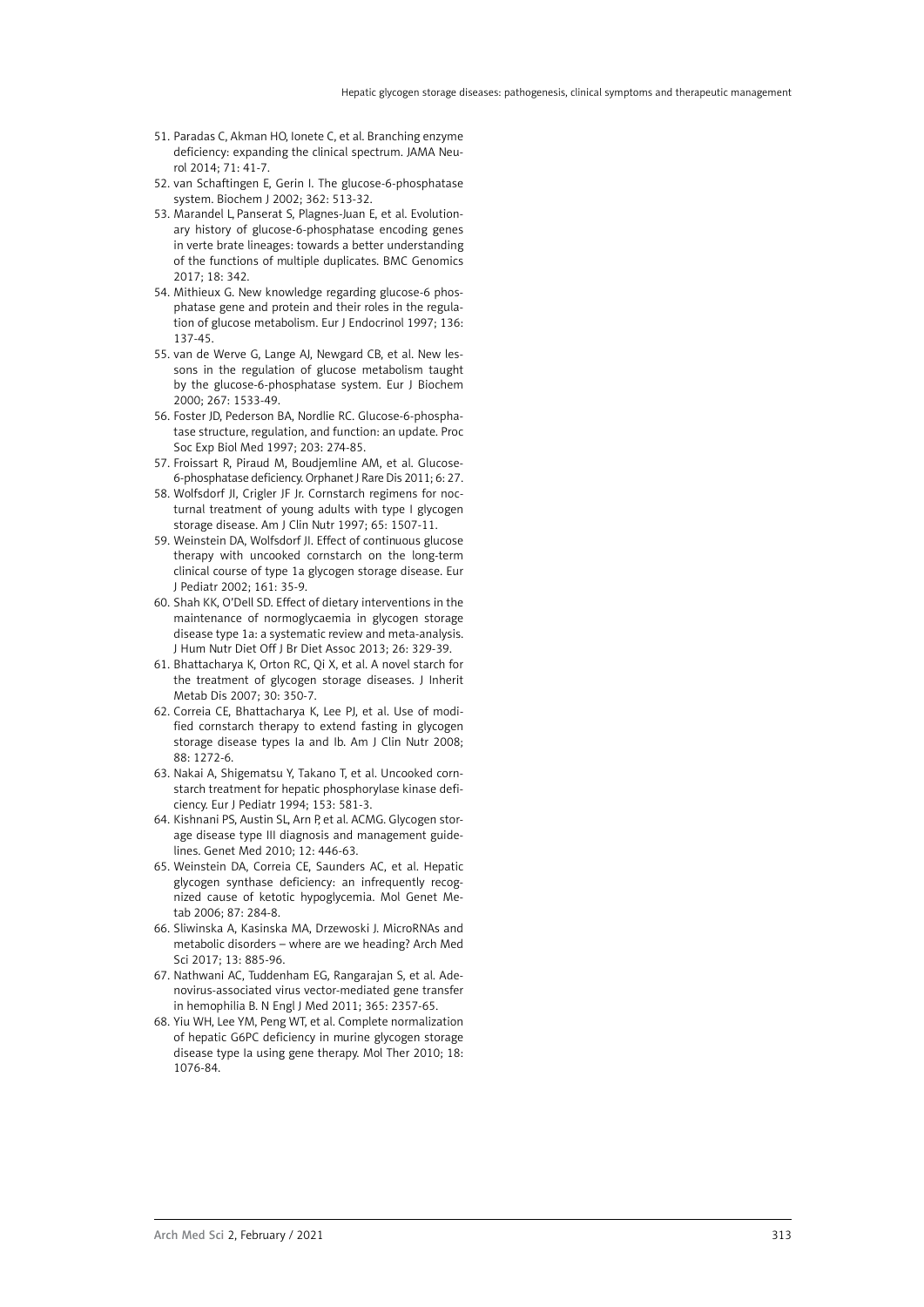51. Paradas C, Akman HO, Ionete C, et al. Branching enzyme deficiency: expanding the clinical spectrum. JAMA Neurol 2014; 71: 41-7.
52. van Schaftingen E, Gerin I. The glucose-6-phosphatase system. Biochem J 2002; 362: 513-32.
53. Marandel L, Panserat S, Plagnes-Juan E, et al. Evolutionary history of glucose-6-phosphatase encoding genes in verte brate lineages: towards a better understanding of the functions of multiple duplicates. BMC Genomics 2017; 18: 342.
54. Mithieux G. New knowledge regarding glucose-6 phosphatase gene and protein and their roles in the regulation of glucose metabolism. Eur J Endocrinol 1997; 136: 137-45.
55. van de Werve G, Lange AJ, Newgard CB, et al. New lessons in the regulation of glucose metabolism taught by the glucose-6-phosphatase system. Eur J Biochem 2000; 267: 1533-49.
56. Foster JD, Pederson BA, Nordlie RC. Glucose-6-phosphatase structure, regulation, and function: an update. Proc Soc Exp Biol Med 1997; 203: 274-85.
57. Froissart R, Piraud M, Boudjemline AM, et al. Glucose-6-phosphatase deficiency. Orphanet J Rare Dis 2011; 6: 27.
58. Wolfsdorf JI, Crigler JF Jr. Cornstarch regimens for nocturnal treatment of young adults with type I glycogen storage disease. Am J Clin Nutr 1997; 65: 1507-11.
59. Weinstein DA, Wolfsdorf JI. Effect of continuous glucose therapy with uncooked cornstarch on the long-term clinical course of type 1a glycogen storage disease. Eur J Pediatr 2002; 161: 35-9.
60. Shah KK, O'Dell SD. Effect of dietary interventions in the maintenance of normoglycaemia in glycogen storage disease type 1a: a systematic review and meta-analysis. J Hum Nutr Diet Off J Br Diet Assoc 2013; 26: 329-39.
61. Bhattacharya K, Orton RC, Qi X, et al. A novel starch for the treatment of glycogen storage diseases. J Inherit Metab Dis 2007; 30: 350-7.
62. Correia CE, Bhattacharya K, Lee PJ, et al. Use of modified cornstarch therapy to extend fasting in glycogen storage disease types Ia and Ib. Am J Clin Nutr 2008; 88: 1272-6.
63. Nakai A, Shigematsu Y, Takano T, et al. Uncooked cornstarch treatment for hepatic phosphorylase kinase deficiency. Eur J Pediatr 1994; 153: 581-3.
64. Kishnani PS, Austin SL, Arn P, et al. ACMG. Glycogen storage disease type III diagnosis and management guidelines. Genet Med 2010; 12: 446-63.
65. Weinstein DA, Correia CE, Saunders AC, et al. Hepatic glycogen synthase deficiency: an infrequently recognized cause of ketotic hypoglycemia. Mol Genet Metab 2006; 87: 284-8.
66. Sliwinska A, Kasinska MA, Drzewoski J. MicroRNAs and metabolic disorders – where are we heading? Arch Med Sci 2017; 13: 885-96.
67. Nathwani AC, Tuddenham EG, Rangarajan S, et al. Adenovirus-associated virus vector-mediated gene transfer in hemophilia B. N Engl J Med 2011; 365: 2357-65.
68. Yiu WH, Lee YM, Peng WT, et al. Complete normalization of hepatic G6PC deficiency in murine glycogen storage disease type Ia using gene therapy. Mol Ther 2010; 18: 1076-84.